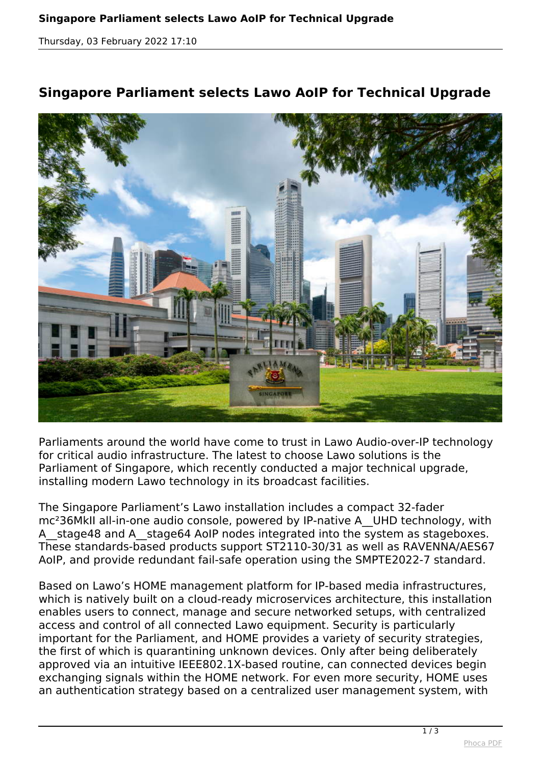# Singapore Parliament selects Lawo AoIP for Technical Upgrade

Parliaments around the world have come to trust in Lawo Audio-over-IP technology for critical audio infrastructure. The latest to choose Lawo solutions is the Parliament of Singapore, which recently conducted a major technical upgrade, installing modern Lawo technology in its broadcast facilities.

The Singapore Parliament's Lawo installation includes a compact 32-fader mc²36MkII all-in-one audio console, powered by IP-native A__UHD technology, with A__stage48 and A__stage64 AoIP nodes integrated into the system as stageboxes. These standards-based products support ST2110-30/31 as well as RAVENNA/AES67 AoIP, and provide redundant fail-safe operation using the SMPTE2022-7 standard.

Based on Lawo's HOME management platform for IP-based media infrastructures, which is natively built on a cloud-ready microservices architecture, this installation enables users to connect, manage and secure networked setups, with centralized access and control of all connected Lawo equipment. Security is particularly important for the Parliament, and HOME provides a variety of security strategies, the first of which is quarantining unknown devices. Only after being deliberately approved via an intuitive IEEE802.1X-based routine, can connected devices begin exchanging signals within the HOME network. For even more security, HOME uses an authentication strategy based on a centralized user management system, with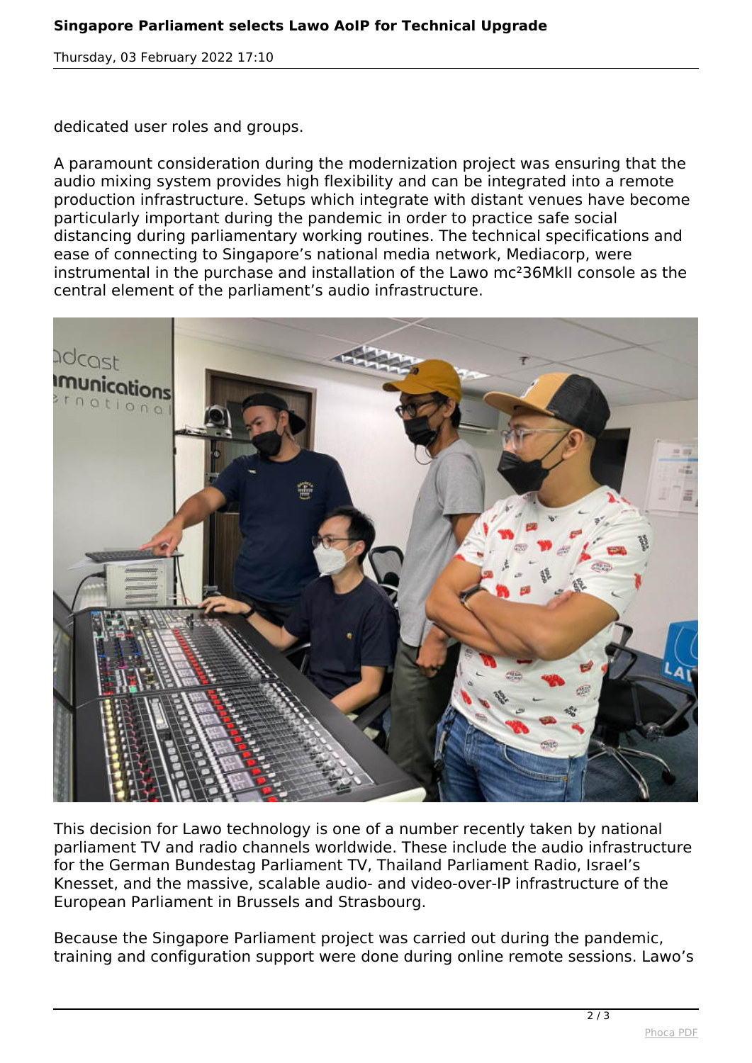dedicated user roles and groups.

A paramount consideration during the modernization project was ensuring that the audio mixing system provides high flexibility and can be integrated into a remote production infrastructure. Setups which integrate with distant venues have become particularly important during the pandemic in order to practice safe social distancing during parliamentary working routines. The technical specifications and ease of connecting to Singapore's national media network, Mediacorp, were instrumental in the purchase and installation of the Lawo mc²36MkII console as the central element of the parliament's audio infrastructure.

This decision for Lawo technology is one of a number recently taken by national parliament TV and radio channels worldwide. These include the audio infrastructure for the German Bundestag Parliament TV, Thailand Parliament Radio, Israel's Knesset, and the massive, scalable audio- and video-over-IP infrastructure of the European Parliament in Brussels and Strasbourg.

Because the Singapore Parliament project was carried out during the pandemic, training and configuration support were done during online remote sessions. Lawo's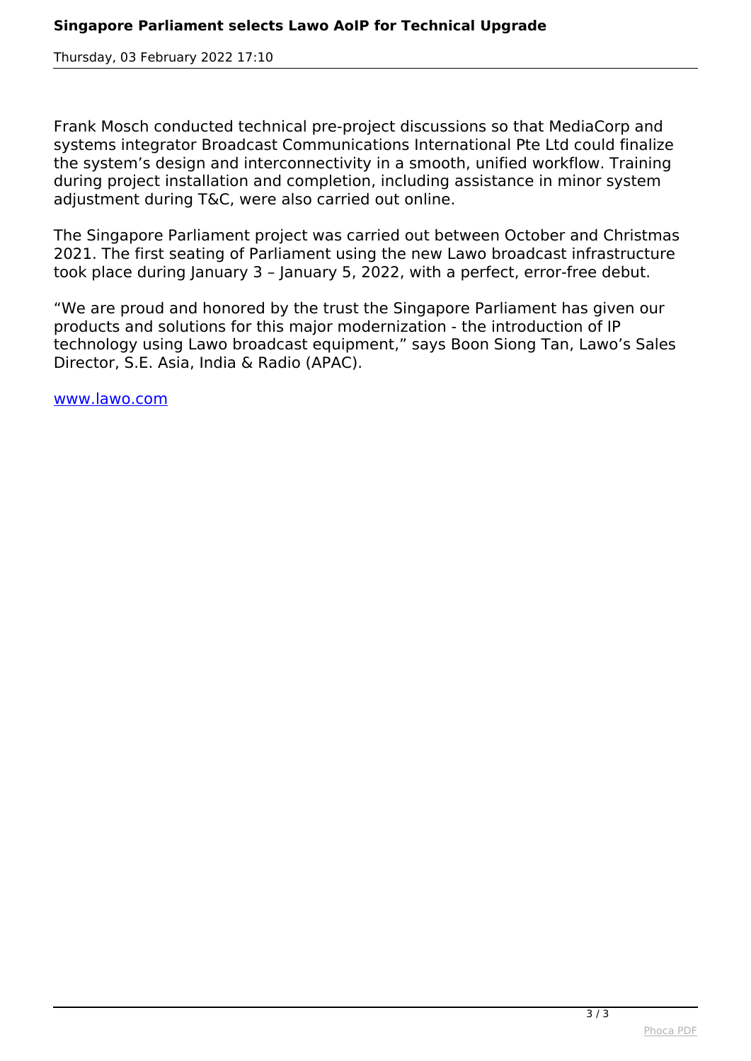Frank Mosch conducted technical pre-project discussions so that MediaCorp and systems integrator Broadcast Communications International Pte Ltd could finalize the system’s design and interconnectivity in a smooth, unified workflow. Training during project installation and completion, including assistance in minor system adjustment during T&C, were also carried out online.

The Singapore Parliament project was carried out between October and Christmas 2021. The first seating of Parliament using the new Lawo broadcast infrastructure took place during January 3 – January 5, 2022, with a perfect, error-free debut.

“We are proud and honored by the trust the Singapore Parliament has given our products and solutions for this major modernization - the introduction of IP technology using Lawo broadcast equipment,” says Boon Siong Tan, Lawo’s Sales Director, S.E. Asia, India & Radio (APAC).

[www.lawo.com](http://www.lawo.com)